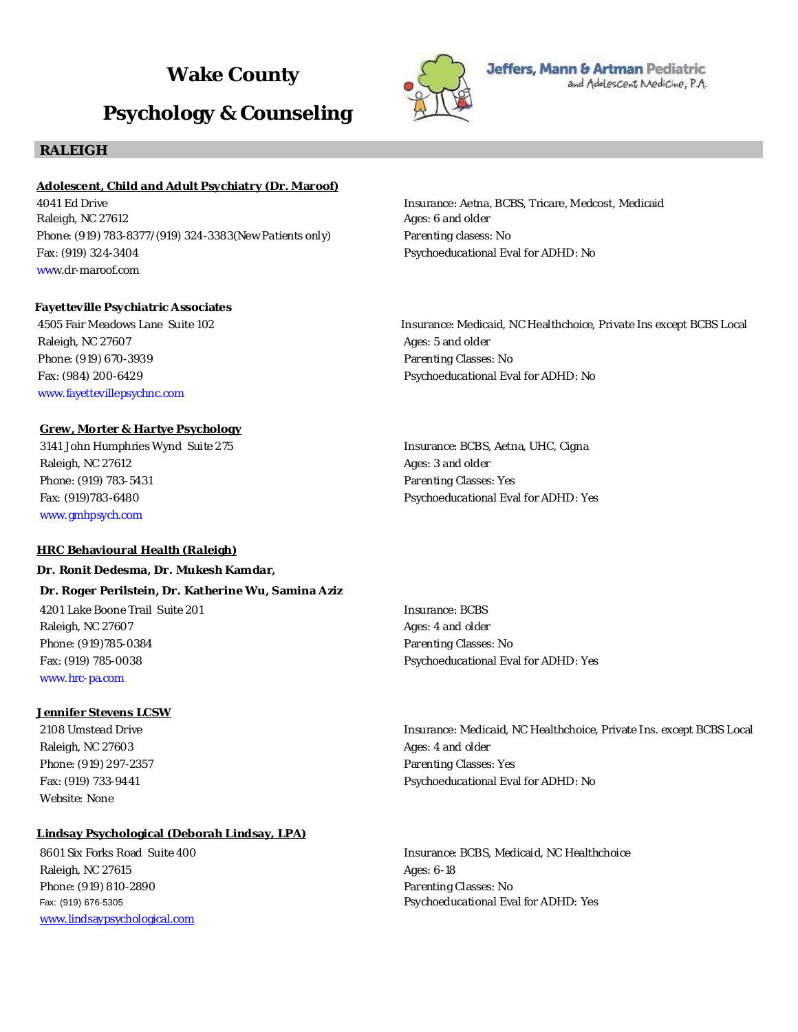# Wake County

# Psychology & Counseling

Jeffers, Mann & Artman Pediatric and Adolescent Medicine, P.A.

## RALEIGH

**Adolescent, Child and Adult Psychiatry (Dr. Maroof)**

4041 Ed Drive
Raleigh, NC 27612
Phone: (919) 783-8377/(919) 324-3383(New Patients only)
Fax: (919) 324-3404
www.dr-maroof.com

Insurance: Aetna, BCBS, Tricare, Medcost, Medicaid
Ages: 6 and older
Parenting clasess: No
Psychoeducational Eval for ADHD: No

**Fayetteville Psychiatric Associates**

4505 Fair Meadows Lane Suite 102
Raleigh, NC 27607
Phone: (919) 670-3939
Fax: (984) 200-6429
www.fayettevillepsychnc.com

Insurance: Medicaid, NC Healthchoice, Private Ins except BCBS Local
Ages: 5 and older
Parenting Classes: No
Psychoeducational Eval for ADHD: No

**Grew, Morter & Hartye Psychology**

3141 John Humphries Wynd Suite 275
Raleigh, NC 27612
Phone: (919) 783-5431
Fax: (919)783-6480
www.gmhpsych.com

Insurance: BCBS, Aetna, UHC, Cigna
Ages: 3 and older
Parenting Classes: Yes
Psychoeducational Eval for ADHD: Yes

**HRC Behavioural Health (Raleigh)**

**Dr. Ronit Dedesma, Dr. Mukesh Kamdar,**

**Dr. Roger Perilstein, Dr. Katherine Wu, Samina Aziz**

4201 Lake Boone Trail Suite 201
Raleigh, NC 27607
Phone: (919)785-0384
Fax: (919) 785-0038
www.hrc-pa.com

Insurance: BCBS
Ages: 4 and older
Parenting Classes: No
Psychoeducational Eval for ADHD: Yes

**Jennifer Stevens LCSW**

2108 Umstead Drive
Raleigh, NC 27603
Phone: (919) 297-2357
Fax: (919) 733-9441
Website: None

Insurance: Medicaid, NC Healthchoice, Private Ins. except BCBS Local
Ages: 4 and older
Parenting Classes: Yes
Psychoeducational Eval for ADHD: No

**Lindsay Psychological (Deborah Lindsay, LPA)**

8601 Six Forks Road Suite 400
Raleigh, NC 27615
Phone: (919) 810-2890
Fax: (919) 676-5305
www.lindsaypsychological.com

Insurance: BCBS, Medicaid, NC Healthchoice
Ages: 6-18
Parenting Classes: No
Psychoeducational Eval for ADHD: Yes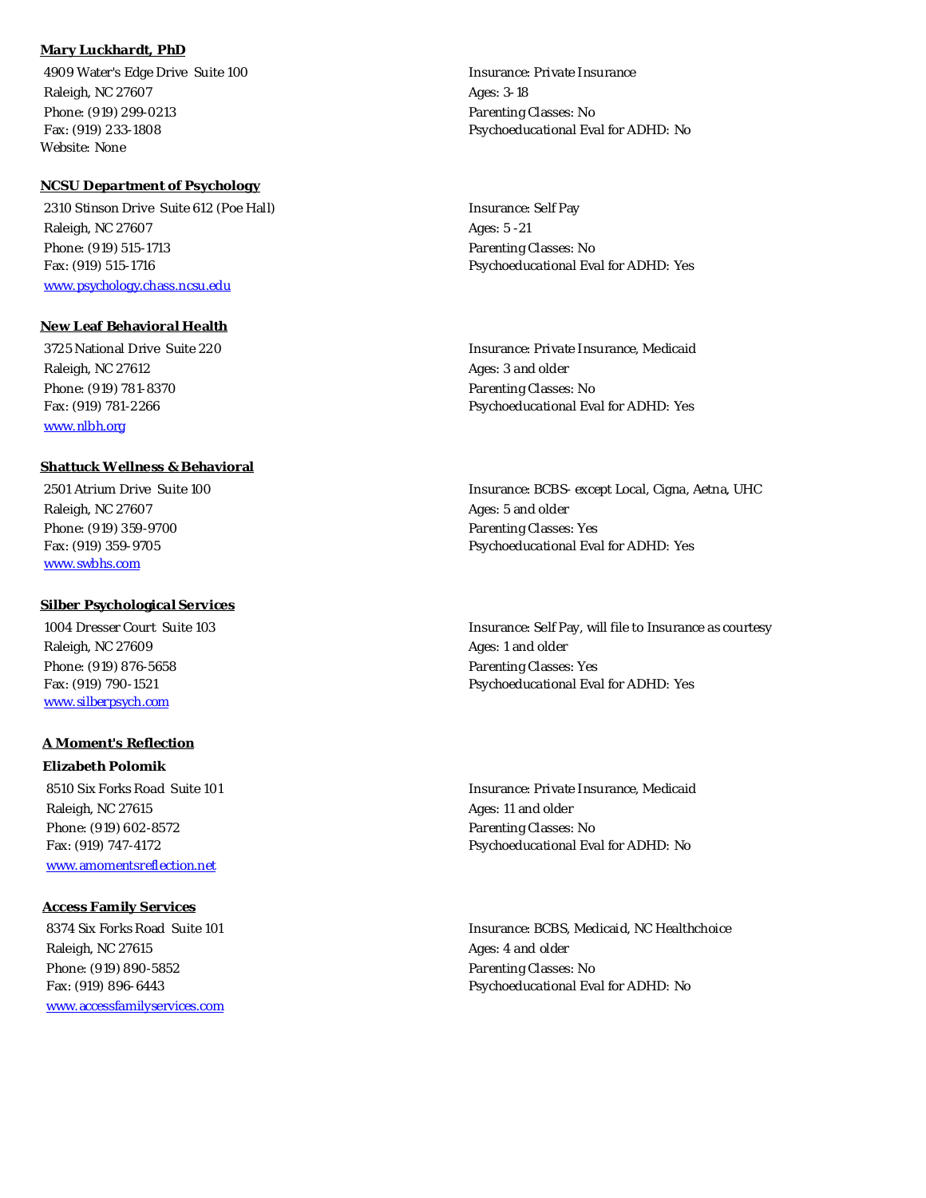**Mary Luckhardt, PhD**

4909 Water's Edge Drive Suite 100
Raleigh, NC 27607
Phone: (919) 299-0213
Fax: (919) 233-1808
Website: None

Insurance: Private Insurance
Ages: 3-18
Parenting Classes: No
Psychoeducational Eval for ADHD: No

**NCSU Department of Psychology**

2310 Stinson Drive Suite 612 (Poe Hall)
Raleigh, NC 27607
Phone: (919) 515-1713
Fax: (919) 515-1716
www.psychology.chass.ncsu.edu

Insurance: Self Pay
Ages: 5 -21
Parenting Classes: No
Psychoeducational Eval for ADHD: Yes

**New Leaf Behavioral Health**

3725 National Drive Suite 220
Raleigh, NC 27612
Phone: (919) 781-8370
Fax: (919) 781-2266
www.nlbh.org

Insurance: Private Insurance, Medicaid
Ages: 3 and older
Parenting Classes: No
Psychoeducational Eval for ADHD: Yes

**Shattuck Wellness & Behavioral**

2501 Atrium Drive Suite 100
Raleigh, NC 27607
Phone: (919) 359-9700
Fax: (919) 359-9705
www.swbhs.com

Insurance: BCBS- except Local, Cigna, Aetna, UHC
Ages: 5 and older
Parenting Classes: Yes
Psychoeducational Eval for ADHD: Yes

**Silber Psychological Services**

1004 Dresser Court Suite 103
Raleigh, NC 27609
Phone: (919) 876-5658
Fax: (919) 790-1521
www.silberpsych.com

Insurance: Self Pay, will file to Insurance as courtesy
Ages: 1 and older
Parenting Classes: Yes
Psychoeducational Eval for ADHD: Yes

**A Moment's Reflection**

**Elizabeth Polomik**

8510 Six Forks Road Suite 101
Raleigh, NC 27615
Phone: (919) 602-8572
Fax: (919) 747-4172
www.amomentsreflection.net

Insurance: Private Insurance, Medicaid
Ages: 11 and older
Parenting Classes: No
Psychoeducational Eval for ADHD: No

**Access Family Services**

8374 Six Forks Road Suite 101
Raleigh, NC 27615
Phone: (919) 890-5852
Fax: (919) 896-6443
www.accessfamilyservices.com

Insurance: BCBS, Medicaid, NC Healthchoice
Ages: 4 and older
Parenting Classes: No
Psychoeducational Eval for ADHD: No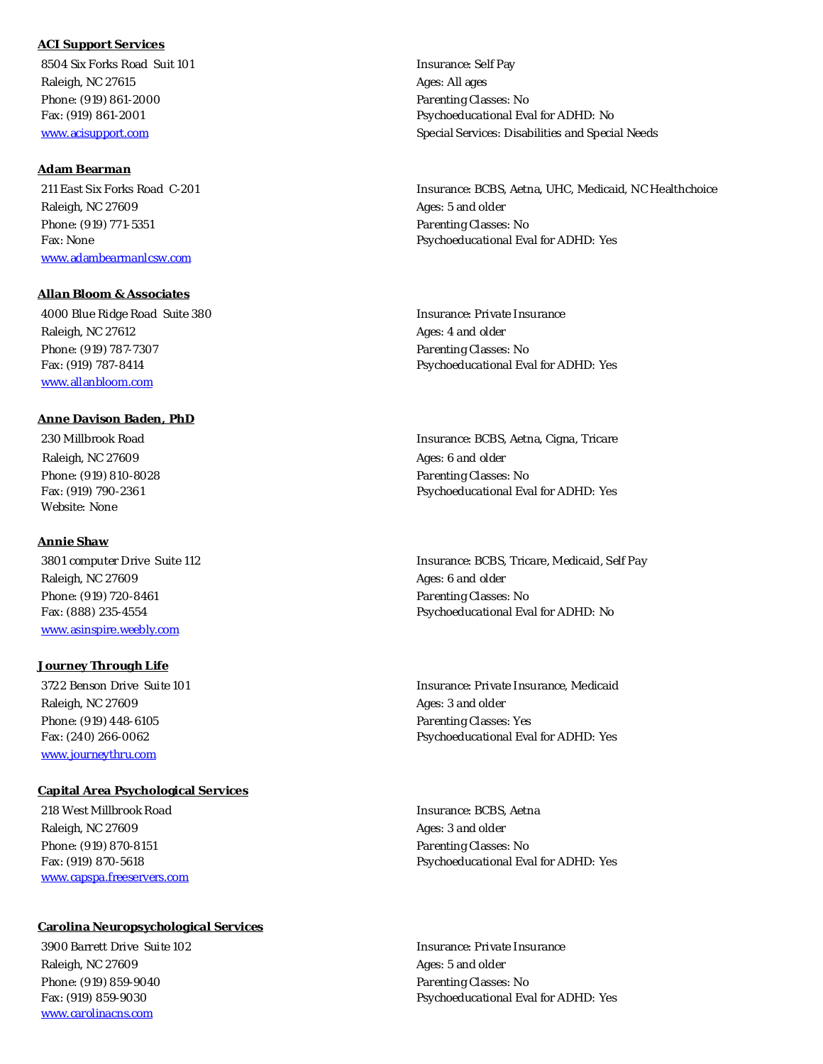**ACI Support Services**

8504 Six Forks Road Suit 101
Raleigh, NC 27615
Phone: (919) 861-2000
Fax: (919) 861-2001
[www.acisupport.com](http://www.acisupport.com)

Insurance: Self Pay
Ages: All ages
Parenting Classes: No
Psychoeducational Eval for ADHD: No
Special Services: Disabilities and Special Needs

**Adam Bearman**

211 East Six Forks Road C-201
Raleigh, NC 27609
Phone: (919) 771-5351
Fax: None
[www.adambearmanlcsw.com](http://www.adambearmanlcsw.com)

Insurance: BCBS, Aetna, UHC, Medicaid, NC Healthchoice
Ages: 5 and older
Parenting Classes: No
Psychoeducational Eval for ADHD: Yes

**Allan Bloom & Associates**

4000 Blue Ridge Road Suite 380
Raleigh, NC 27612
Phone: (919) 787-7307
Fax: (919) 787-8414
[www.allanbloom.com](http://www.allanbloom.com)

Insurance: Private Insurance
Ages: 4 and older
Parenting Classes: No
Psychoeducational Eval for ADHD: Yes

**Anne Davison Baden, PhD**

230 Millbrook Road
Raleigh, NC 27609
Phone: (919) 810-8028
Fax: (919) 790-2361
Website: None

Insurance: BCBS, Aetna, Cigna, Tricare
Ages: 6 and older
Parenting Classes: No
Psychoeducational Eval for ADHD: Yes

**Annie Shaw**

3801 computer Drive Suite 112
Raleigh, NC 27609
Phone: (919) 720-8461
Fax: (888) 235-4554
[www.asinspire.weebly.com](http://www.asinspire.weebly.com)

Insurance: BCBS, Tricare, Medicaid, Self Pay
Ages: 6 and older
Parenting Classes: No
Psychoeducational Eval for ADHD: No

**Journey Through Life**

3722 Benson Drive Suite 101
Raleigh, NC 27609
Phone: (919) 448-6105
Fax: (240) 266-0062
[www.journeythru.com](http://www.journeythru.com)

Insurance: Private Insurance, Medicaid
Ages: 3 and older
Parenting Classes: Yes
Psychoeducational Eval for ADHD: Yes

**Capital Area Psychological Services**

218 West Millbrook Road
Raleigh, NC 27609
Phone: (919) 870-8151
Fax: (919) 870-5618
[www.capspa.freeservers.com](http://www.capspa.freeservers.com)

Insurance: BCBS, Aetna
Ages: 3 and older
Parenting Classes: No
Psychoeducational Eval for ADHD: Yes

**Carolina Neuropsychological Services**

3900 Barrett Drive Suite 102
Raleigh, NC 27609
Phone: (919) 859-9040
Fax: (919) 859-9030
[www.carolinacns.com](http://www.carolinacns.com)

Insurance: Private Insurance
Ages: 5 and older
Parenting Classes: No
Psychoeducational Eval for ADHD: Yes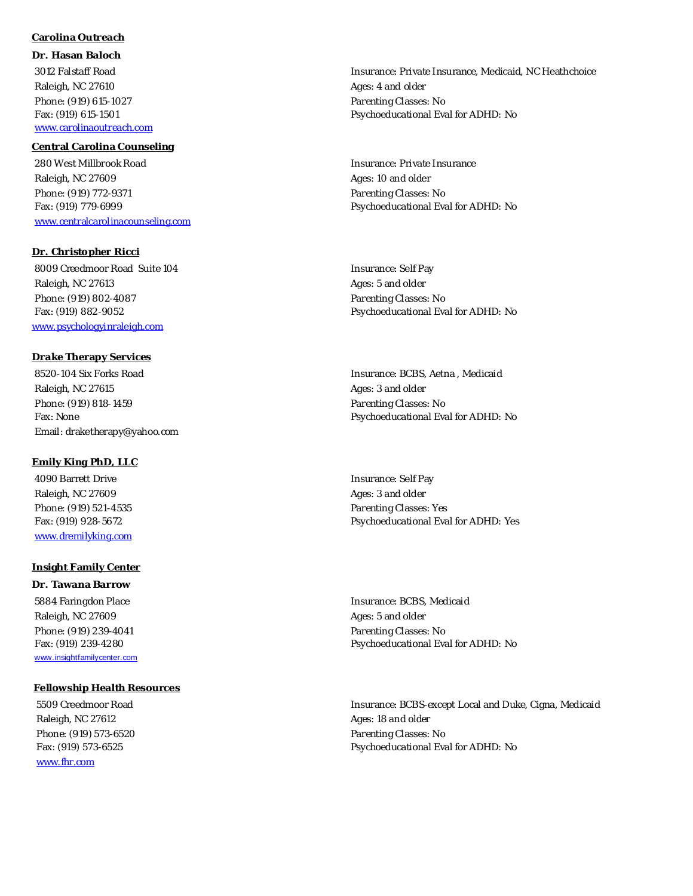**Carolina Outreach**

**Dr. Hasan Baloch**

3012 Falstaff Road
Raleigh, NC 27610
Phone: (919) 615-1027
Fax: (919) 615-1501
www.carolinaoutreach.com

Insurance: Private Insurance, Medicaid, NC Heathchoice
Ages: 4 and older
Parenting Classes: No
Psychoeducational Eval for ADHD: No

**Central Carolina Counseling**

280 West Millbrook Road
Raleigh, NC 27609
Phone: (919) 772-9371
Fax: (919) 779-6999
www.centralcarolinacounseling.com

Insurance: Private Insurance
Ages: 10 and older
Parenting Classes: No
Psychoeducational Eval for ADHD: No

**Dr. Christopher Ricci**

8009 Creedmoor Road Suite 104
Raleigh, NC 27613
Phone: (919) 802-4087
Fax: (919) 882-9052
www.psychologyinraleigh.com

Insurance: Self Pay
Ages: 5 and older
Parenting Classes: No
Psychoeducational Eval for ADHD: No

**Drake Therapy Services**

8520-104 Six Forks Road
Raleigh, NC 27615
Phone: (919) 818-1459
Fax: None
Email: draketherapy@yahoo.com

Insurance: BCBS, Aetna , Medicaid
Ages: 3 and older
Parenting Classes: No
Psychoeducational Eval for ADHD: No

**Emily King PhD, LLC**

4090 Barrett Drive
Raleigh, NC 27609
Phone: (919) 521-4535
Fax: (919) 928-5672
www.dremilyking.com

Insurance: Self Pay
Ages: 3 and older
Parenting Classes: Yes
Psychoeducational Eval for ADHD: Yes

**Insight Family Center**

**Dr. Tawana Barrow**

5884 Faringdon Place
Raleigh, NC 27609
Phone: (919) 239-4041
Fax: (919) 239-4280
www.insightfamilycenter.com

Insurance: BCBS, Medicaid
Ages: 5 and older
Parenting Classes: No
Psychoeducational Eval for ADHD: No

**Fellowship Health Resources**

5509 Creedmoor Road
Raleigh, NC 27612
Phone: (919) 573-6520
Fax: (919) 573-6525
www.fhr.com

Insurance: BCBS-except Local and Duke, Cigna, Medicaid
Ages: 18 and older
Parenting Classes: No
Psychoeducational Eval for ADHD: No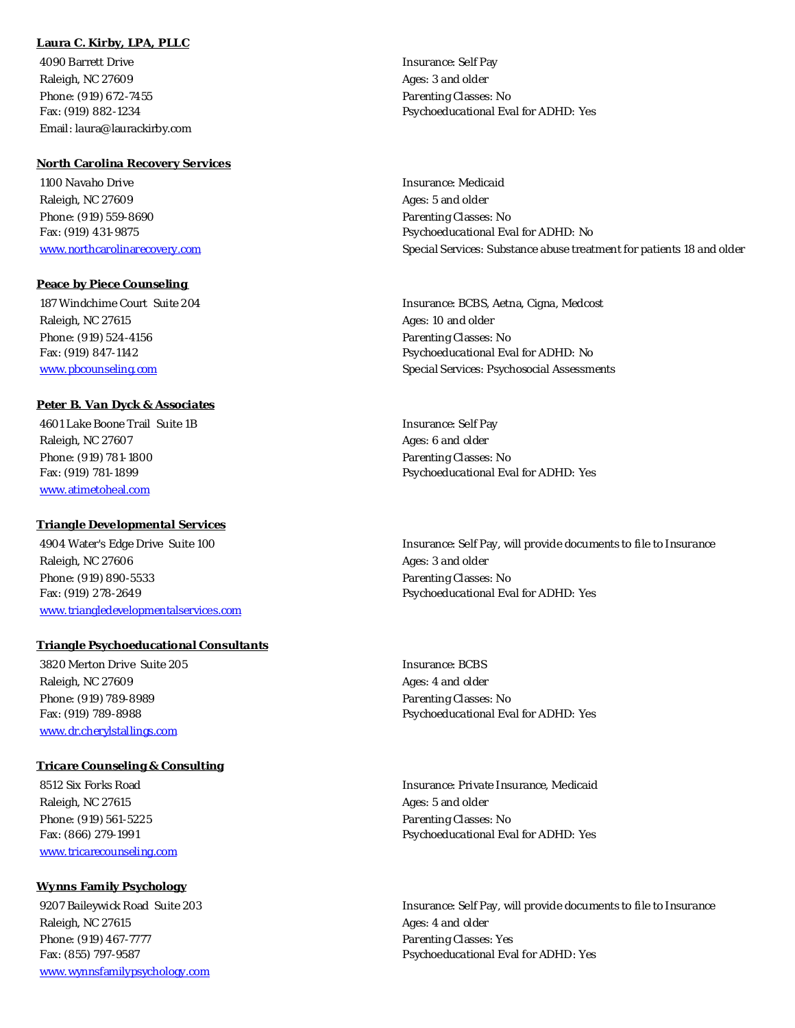**Laura C. Kirby, LPA, PLLC**

4090 Barrett Drive
Raleigh, NC 27609
Phone: (919) 672-7455
Fax: (919) 882-1234
Email: laura@laurackirby.com

Insurance: Self Pay
Ages: 3 and older
Parenting Classes: No
Psychoeducational Eval for ADHD: Yes

**North Carolina Recovery Services**

1100 Navaho Drive
Raleigh, NC 27609
Phone: (919) 559-8690
Fax: (919) 431-9875
www.northcarolinarecovery.com

Insurance: Medicaid
Ages: 5 and older
Parenting Classes: No
Psychoeducational Eval for ADHD: No
Special Services: Substance abuse treatment for patients 18 and older

**Peace by Piece Counseling**

187 Windchime Court Suite 204
Raleigh, NC 27615
Phone: (919) 524-4156
Fax: (919) 847-1142
www.pbcounseling.com

Insurance: BCBS, Aetna, Cigna, Medcost
Ages: 10 and older
Parenting Classes: No
Psychoeducational Eval for ADHD: No
Special Services: Psychosocial Assessments

**Peter B. Van Dyck & Associates**

4601 Lake Boone Trail Suite 1B
Raleigh, NC 27607
Phone: (919) 781-1800
Fax: (919) 781-1899
www.atimetoheal.com

Insurance: Self Pay
Ages: 6 and older
Parenting Classes: No
Psychoeducational Eval for ADHD: Yes

**Triangle Developmental Services**

4904 Water's Edge Drive Suite 100
Raleigh, NC 27606
Phone: (919) 890-5533
Fax: (919) 278-2649
www.triangledevelopmentalservices.com

Insurance: Self Pay, will provide documents to file to Insurance
Ages: 3 and older
Parenting Classes: No
Psychoeducational Eval for ADHD: Yes

**Triangle Psychoeducational Consultants**

3820 Merton Drive Suite 205
Raleigh, NC 27609
Phone: (919) 789-8989
Fax: (919) 789-8988
www.dr.cherylstallings.com

Insurance: BCBS
Ages: 4 and older
Parenting Classes: No
Psychoeducational Eval for ADHD: Yes

**Tricare Counseling & Consulting**

8512 Six Forks Road
Raleigh, NC 27615
Phone: (919) 561-5225
Fax: (866) 279-1991
www.tricarecounseling.com

Insurance: Private Insurance, Medicaid
Ages: 5 and older
Parenting Classes: No
Psychoeducational Eval for ADHD: Yes

**Wynns Family Psychology**

9207 Baileywick Road Suite 203
Raleigh, NC 27615
Phone: (919) 467-7777
Fax: (855) 797-9587
www.wynnsfamilypsychology.com

Insurance: Self Pay, will provide documents to file to Insurance
Ages: 4 and older
Parenting Classes: Yes
Psychoeducational Eval for ADHD: Yes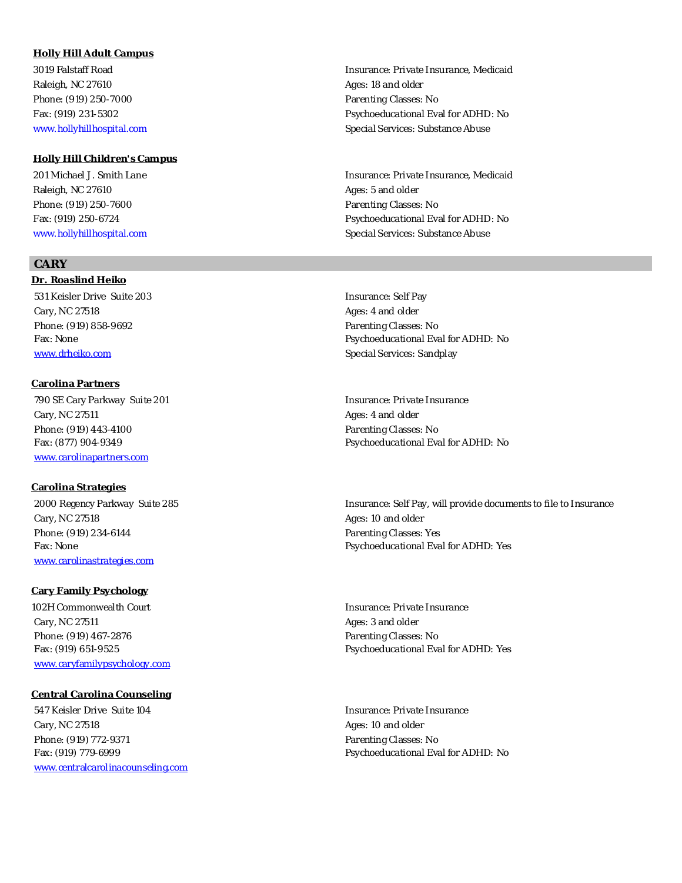**Holly Hill Adult Campus**

3019 Falstaff Road
Raleigh, NC 27610
Phone: (919) 250-7000
Fax: (919) 231-5302
www.hollyhillhospital.com

Insurance: Private Insurance, Medicaid
Ages: 18 and older
Parenting Classes: No
Psychoeducational Eval for ADHD: No
Special Services: Substance Abuse

**Holly Hill Children's Campus**

201 Michael J. Smith Lane
Raleigh, NC 27610
Phone: (919) 250-7600
Fax: (919) 250-6724
www.hollyhillhospital.com

Insurance: Private Insurance, Medicaid
Ages: 5 and older
Parenting Classes: No
Psychoeducational Eval for ADHD: No
Special Services: Substance Abuse

## CARY

**Dr. Roaslind Heiko**

531 Keisler Drive Suite 203
Cary, NC 27518
Phone: (919) 858-9692
Fax: None
www.drheiko.com

Insurance: Self Pay
Ages: 4 and older
Parenting Classes: No
Psychoeducational Eval for ADHD: No
Special Services: Sandplay

**Carolina Partners**

790 SE Cary Parkway Suite 201
Cary, NC 27511
Phone: (919) 443-4100
Fax: (877) 904-9349
www.carolinapartners.com

Insurance: Private Insurance
Ages: 4 and older
Parenting Classes: No
Psychoeducational Eval for ADHD: No

**Carolina Strategies**

2000 Regency Parkway Suite 285
Cary, NC 27518
Phone: (919) 234-6144
Fax: None
www.carolinastrategies.com

Insurance: Self Pay, will provide documents to file to Insurance
Ages: 10 and older
Parenting Classes: Yes
Psychoeducational Eval for ADHD: Yes

**Cary Family Psychology**

102H Commonwealth Court
Cary, NC 27511
Phone: (919) 467-2876
Fax: (919) 651-9525
www.caryfamilypsychology.com

Insurance: Private Insurance
Ages: 3 and older
Parenting Classes: No
Psychoeducational Eval for ADHD: Yes

**Central Carolina Counseling**

547 Keisler Drive Suite 104
Cary, NC 27518
Phone: (919) 772-9371
Fax: (919) 779-6999
www.centralcarolinacounseling.com

Insurance: Private Insurance
Ages: 10 and older
Parenting Classes: No
Psychoeducational Eval for ADHD: No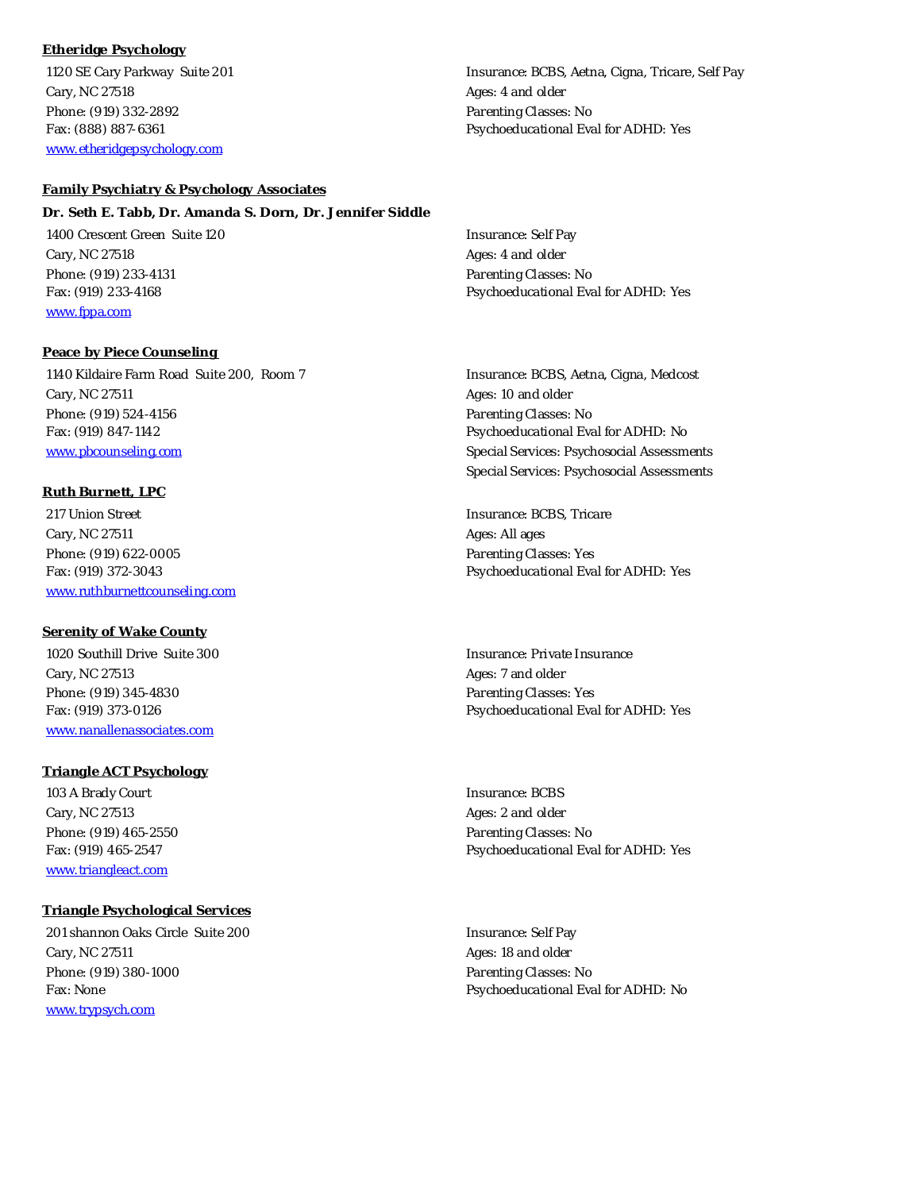**Etheridge Psychology**

1120 SE Cary Parkway Suite 201
Cary, NC 27518
Phone: (919) 332-2892
Fax: (888) 887-6361
[www.etheridgepsychology.com](http://www.etheridgepsychology.com)

Insurance: BCBS, Aetna, Cigna, Tricare, Self Pay
Ages: 4 and older
Parenting Classes: No
Psychoeducational Eval for ADHD: Yes

**Family Psychiatry & Psychology Associates**

**Dr. Seth E. Tabb, Dr. Amanda S. Dorn, Dr. Jennifer Siddle**

1400 Crescent Green Suite 120
Cary, NC 27518
Phone: (919) 233-4131
Fax: (919) 233-4168
[www.fppa.com](http://www.fppa.com)

Insurance: Self Pay
Ages: 4 and older
Parenting Classes: No
Psychoeducational Eval for ADHD: Yes

**Peace by Piece Counseling**

1140 Kildaire Farm Road Suite 200, Room 7
Cary, NC 27511
Phone: (919) 524-4156
Fax: (919) 847-1142
[www.pbcounseling.com](http://www.pbcounseling.com)

Insurance: BCBS, Aetna, Cigna, Medcost
Ages: 10 and older
Parenting Classes: No
Psychoeducational Eval for ADHD: No
Special Services: Psychosocial Assessments
Special Services: Psychosocial Assessments

**Ruth Burnett, LPC**

217 Union Street
Cary, NC 27511
Phone: (919) 622-0005
Fax: (919) 372-3043
[www.ruthburnettcounseling.com](http://www.ruthburnettcounseling.com)

Insurance: BCBS, Tricare
Ages: All ages
Parenting Classes: Yes
Psychoeducational Eval for ADHD: Yes

**Serenity of Wake County**

1020 Southill Drive Suite 300
Cary, NC 27513
Phone: (919) 345-4830
Fax: (919) 373-0126
[www.nanallenassociates.com](http://www.nanallenassociates.com)

Insurance: Private Insurance
Ages: 7 and older
Parenting Classes: Yes
Psychoeducational Eval for ADHD: Yes

**Triangle ACT Psychology**

103 A Brady Court
Cary, NC 27513
Phone: (919) 465-2550
Fax: (919) 465-2547
[www.triangleact.com](http://www.triangleact.com)

Insurance: BCBS
Ages: 2 and older
Parenting Classes: No
Psychoeducational Eval for ADHD: Yes

**Triangle Psychological Services**

201 shannon Oaks Circle Suite 200
Cary, NC 27511
Phone: (919) 380-1000
Fax: None
[www.trypsych.com](http://www.trypsych.com)

Insurance: Self Pay
Ages: 18 and older
Parenting Classes: No
Psychoeducational Eval for ADHD: No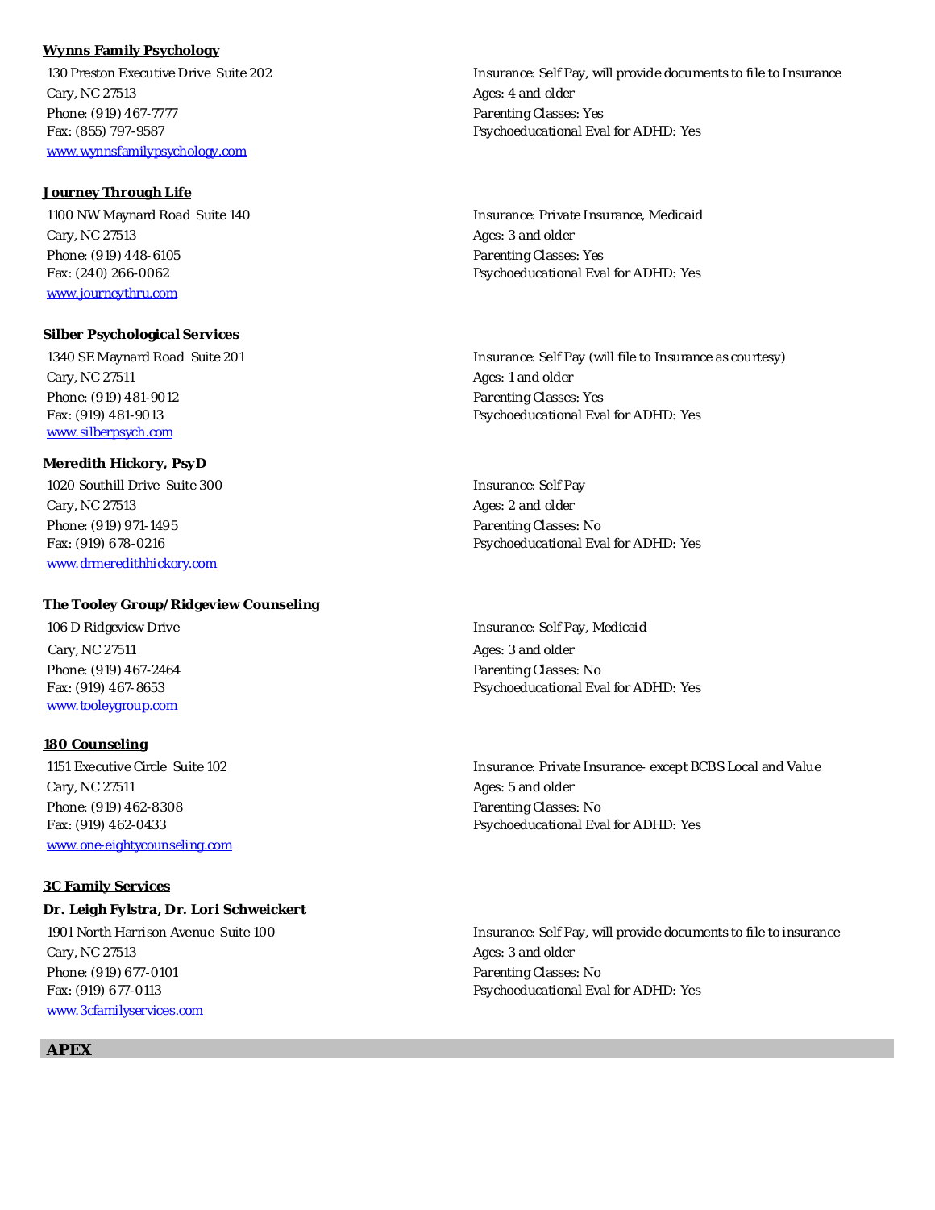**Wynns Family Psychology**

130 Preston Executive Drive Suite 202
Cary, NC 27513
Phone: (919) 467-7777
Fax: (855) 797-9587
www.wynnsfamilypsychology.com

Insurance: Self Pay, will provide documents to file to Insurance
Ages: 4 and older
Parenting Classes: Yes
Psychoeducational Eval for ADHD: Yes

**Journey Through Life**

1100 NW Maynard Road Suite 140
Cary, NC 27513
Phone: (919) 448-6105
Fax: (240) 266-0062
www.journeythru.com

Insurance: Private Insurance, Medicaid
Ages: 3 and older
Parenting Classes: Yes
Psychoeducational Eval for ADHD: Yes

**Silber Psychological Services**

1340 SE Maynard Road Suite 201
Cary, NC 27511
Phone: (919) 481-9012
Fax: (919) 481-9013
www.silberpsych.com

Insurance: Self Pay (will file to Insurance as courtesy)
Ages: 1 and older
Parenting Classes: Yes
Psychoeducational Eval for ADHD: Yes

**Meredith Hickory, PsyD**

1020 Southill Drive Suite 300
Cary, NC 27513
Phone: (919) 971-1495
Fax: (919) 678-0216
www.drmeredithhickory.com

Insurance: Self Pay
Ages: 2 and older
Parenting Classes: No
Psychoeducational Eval for ADHD: Yes

**The Tooley Group/Ridgeview Counseling**

106 D Ridgeview Drive
Cary, NC 27511
Phone: (919) 467-2464
Fax: (919) 467-8653
www.tooleygroup.com

Insurance: Self Pay, Medicaid
Ages: 3 and older
Parenting Classes: No
Psychoeducational Eval for ADHD: Yes

**180 Counseling**

1151 Executive Circle Suite 102
Cary, NC 27511
Phone: (919) 462-8308
Fax: (919) 462-0433
www.one-eightycounseling.com

Insurance: Private Insurance- except BCBS Local and Value
Ages: 5 and older
Parenting Classes: No
Psychoeducational Eval for ADHD: Yes

**3C Family Services**

**Dr. Leigh Fylstra, Dr. Lori Schweickert**

1901 North Harrison Avenue Suite 100
Cary, NC 27513
Phone: (919) 677-0101
Fax: (919) 677-0113
www.3cfamilyservices.com

Insurance: Self Pay, will provide documents to file to insurance
Ages: 3 and older
Parenting Classes: No
Psychoeducational Eval for ADHD: Yes

## APEX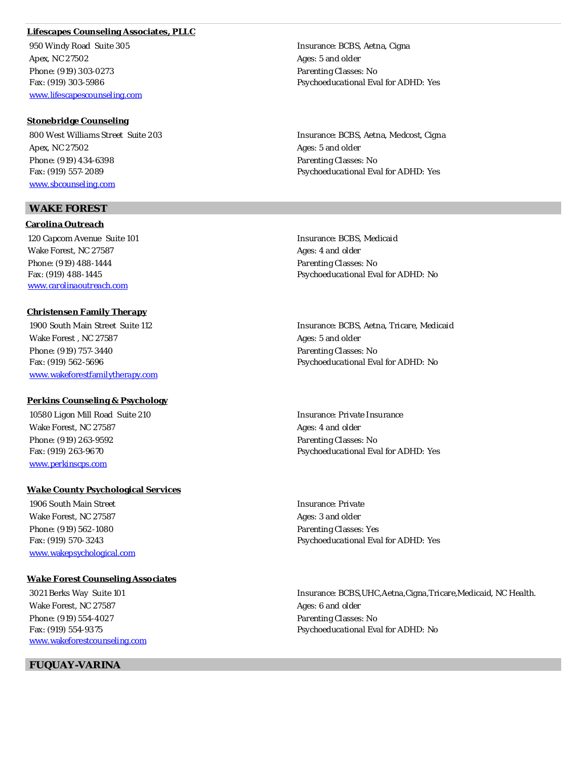**Lifescapes Counseling Associates, PLLC**

950 Windy Road Suite 305
Apex, NC 27502
Phone: (919) 303-0273
Fax: (919) 303-5986
www.lifescapescounseling.com

Insurance: BCBS, Aetna, Cigna
Ages: 5 and older
Parenting Classes: No
Psychoeducational Eval for ADHD: Yes

**Stonebridge Counseling**

800 West Williams Street Suite 203
Apex, NC 27502
Phone: (919) 434-6398
Fax: (919) 557-2089
www.sbcounseling.com

Insurance: BCBS, Aetna, Medcost, Cigna
Ages: 5 and older
Parenting Classes: No
Psychoeducational Eval for ADHD: Yes

## WAKE FOREST

**Carolina Outreach**

120 Capcom Avenue Suite 101
Wake Forest, NC 27587
Phone: (919) 488-1444
Fax: (919) 488-1445
www.carolinaoutreach.com

Insurance: BCBS, Medicaid
Ages: 4 and older
Parenting Classes: No
Psychoeducational Eval for ADHD: No

**Christensen Family Therapy**

1900 South Main Street Suite 112
Wake Forest , NC 27587
Phone: (919) 757-3440
Fax: (919) 562-5696
www.wakeforestfamilytherapy.com

Insurance: BCBS, Aetna, Tricare, Medicaid
Ages: 5 and older
Parenting Classes: No
Psychoeducational Eval for ADHD: No

**Perkins Counseling & Psychology**

10580 Ligon Mill Road Suite 210
Wake Forest, NC 27587
Phone: (919) 263-9592
Fax: (919) 263-9670
www.perkinscps.com

Insurance: Private Insurance
Ages: 4 and older
Parenting Classes: No
Psychoeducational Eval for ADHD: Yes

**Wake County Psychological Services**

1906 South Main Street
Wake Forest, NC 27587
Phone: (919) 562-1080
Fax: (919) 570-3243
www.wakepsychological.com

Insurance: Private
Ages: 3 and older
Parenting Classes: Yes
Psychoeducational Eval for ADHD: Yes

**Wake Forest Counseling Associates**

3021 Berks Way Suite 101
Wake Forest, NC 27587
Phone: (919) 554-4027
Fax: (919) 554-9375
www.wakeforestcounseling.com

Insurance: BCBS,UHC,Aetna,Cigna,Tricare,Medicaid, NC Health.
Ages: 6 and older
Parenting Classes: No
Psychoeducational Eval for ADHD: No

## FUQUAY-VARINA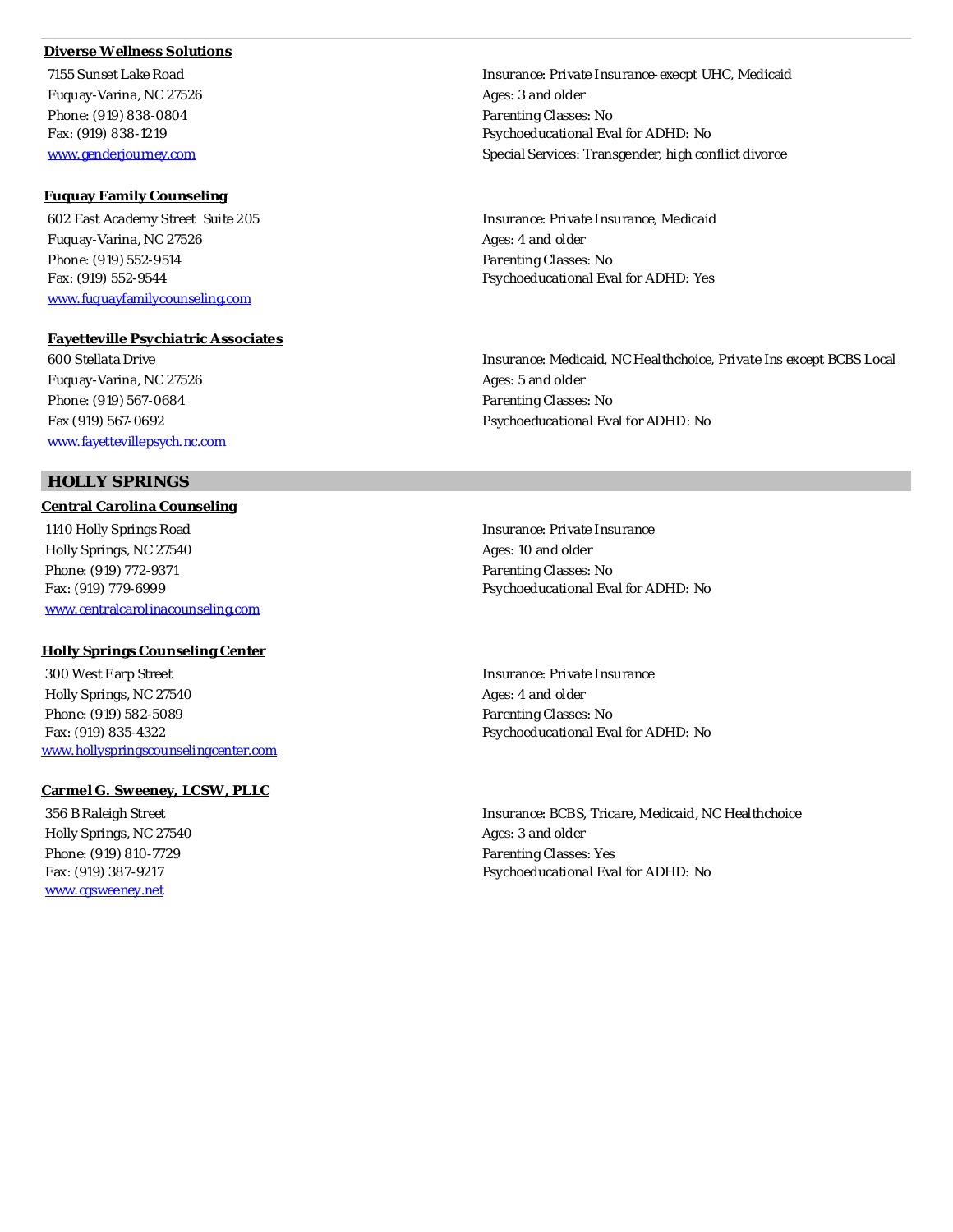**Diverse Wellness Solutions**

7155 Sunset Lake Road
Fuquay-Varina, NC 27526
Phone: (919) 838-0804
Fax: (919) 838-1219
www.genderjourney.com

Insurance: Private Insurance-execpt UHC, Medicaid
Ages: 3 and older
Parenting Classes: No
Psychoeducational Eval for ADHD: No
Special Services: Transgender, high conflict divorce

**Fuquay Family Counseling**

602 East Academy Street Suite 205
Fuquay-Varina, NC 27526
Phone: (919) 552-9514
Fax: (919) 552-9544
www.fuquayfamilycounseling.com

Insurance: Private Insurance, Medicaid
Ages: 4 and older
Parenting Classes: No
Psychoeducational Eval for ADHD: Yes

**Fayetteville Psychiatric Associates**

600 Stellata Drive
Fuquay-Varina, NC 27526
Phone: (919) 567-0684
Fax (919) 567-0692
www.fayettevillepsych.nc.com

Insurance: Medicaid, NC Healthchoice, Private Ins except BCBS Local
Ages: 5 and older
Parenting Classes: No
Psychoeducational Eval for ADHD: No

## HOLLY SPRINGS

**Central Carolina Counseling**

1140 Holly Springs Road
Holly Springs, NC 27540
Phone: (919) 772-9371
Fax: (919) 779-6999
www.centralcarolinacounseling.com

Insurance: Private Insurance
Ages: 10 and older
Parenting Classes: No
Psychoeducational Eval for ADHD: No

**Holly Springs Counseling Center**

300 West Earp Street
Holly Springs, NC 27540
Phone: (919) 582-5089
Fax: (919) 835-4322
www.hollyspringscounselingcenter.com

Insurance: Private Insurance
Ages: 4 and older
Parenting Classes: No
Psychoeducational Eval for ADHD: No

**Carmel G. Sweeney, LCSW, PLLC**

356 B Raleigh Street
Holly Springs, NC 27540
Phone: (919) 810-7729
Fax: (919) 387-9217
www.cgsweeney.net

Insurance: BCBS, Tricare, Medicaid, NC Healthchoice
Ages: 3 and older
Parenting Classes: Yes
Psychoeducational Eval for ADHD: No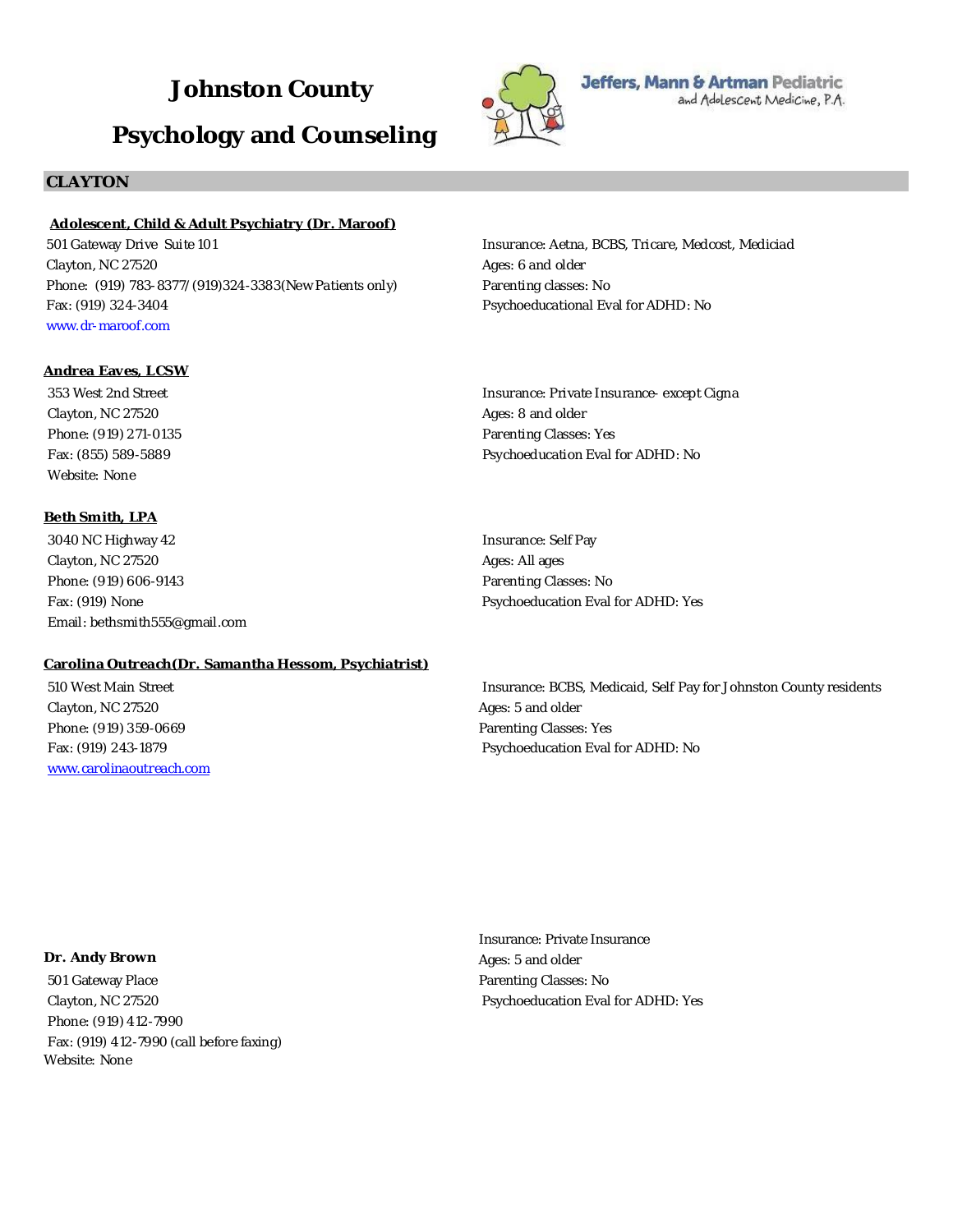# Johnston County Psychology and Counseling

Jeffers, Mann & Artman Pediatric and Adolescent Medicine, P.A.

## CLAYTON

**Adolescent, Child & Adult Psychiatry (Dr. Maroof)**

501 Gateway Drive Suite 101
Clayton, NC 27520
Phone: (919) 783-8377/(919)324-3383(New Patients only)
Fax: (919) 324-3404
www.dr-maroof.com

Insurance: Aetna, BCBS, Tricare, Medcost, Mediciad
Ages: 6 and older
Parenting classes: No
Psychoeducational Eval for ADHD: No

**Andrea Eaves, LCSW**

353 West 2nd Street
Clayton, NC 27520
Phone: (919) 271-0135
Fax: (855) 589-5889
Website: None

Insurance: Private Insurance- except Cigna
Ages: 8 and older
Parenting Classes: Yes
Psychoeducation Eval for ADHD: No

**Beth Smith, LPA**

3040 NC Highway 42
Clayton, NC 27520
Phone: (919) 606-9143
Fax: (919) None
Email: bethsmith555@gmail.com

Insurance: Self Pay
Ages: All ages
Parenting Classes: No
Psychoeducation Eval for ADHD: Yes

**Carolina Outreach(Dr. Samantha Hessom, Psychiatrist)**

510 West Main Street
Clayton, NC 27520
Phone: (919) 359-0669
Fax: (919) 243-1879
www.carolinaoutreach.com

Insurance: BCBS, Medicaid, Self Pay for Johnston County residents
Ages: 5 and older
Parenting Classes: Yes
Psychoeducation Eval for ADHD: No

**Dr. Andy Brown**

501 Gateway Place
Clayton, NC 27520
Phone: (919) 412-7990
Fax: (919) 412-7990 (call before faxing)
Website: None

Insurance: Private Insurance
Ages: 5 and older
Parenting Classes: No
Psychoeducation Eval for ADHD: Yes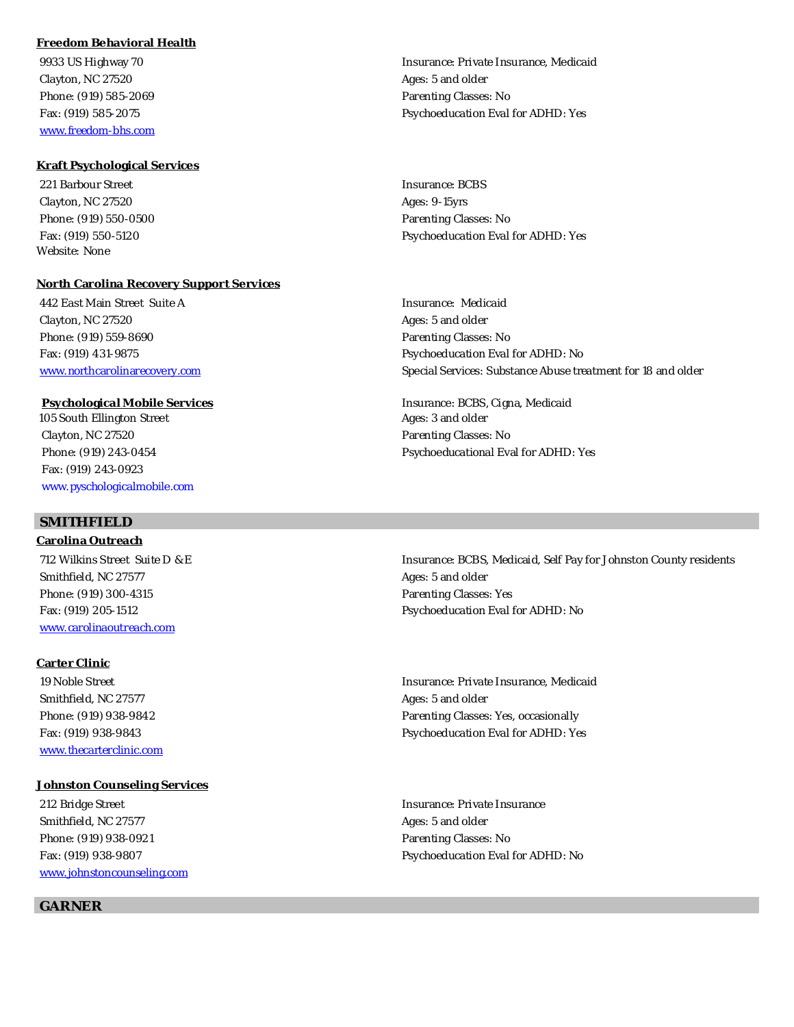**Freedom Behavioral Health**

9933 US Highway 70
Clayton, NC 27520
Phone: (919) 585-2069
Fax: (919) 585-2075
www.freedom-bhs.com

Insurance: Private Insurance, Medicaid
Ages: 5 and older
Parenting Classes: No
Psychoeducation Eval for ADHD: Yes

**Kraft Psychological Services**

221 Barbour Street
Clayton, NC 27520
Phone: (919) 550-0500
Fax: (919) 550-5120
Website: None

Insurance: BCBS
Ages: 9-15yrs
Parenting Classes: No
Psychoeducation Eval for ADHD: Yes

**North Carolina Recovery Support Services**

442 East Main Street Suite A
Clayton, NC 27520
Phone: (919) 559-8690
Fax: (919) 431-9875
www.northcarolinarecovery.com

Insurance: Medicaid
Ages: 5 and older
Parenting Classes: No
Psychoeducation Eval for ADHD: No
Special Services: Substance Abuse treatment for 18 and older

**Psychological Mobile Services**

105 South Ellington Street
Clayton, NC 27520
Phone: (919) 243-0454
Fax: (919) 243-0923
www.pyschologicalmobile.com

Insurance: BCBS, Cigna, Medicaid
Ages: 3 and older
Parenting Classes: No
Psychoeducational Eval for ADHD: Yes

## SMITHFIELD

**Carolina Outreach**

712 Wilkins Street Suite D &E
Smithfield, NC 27577
Phone: (919) 300-4315
Fax: (919) 205-1512
www.carolinaoutreach.com

Insurance: BCBS, Medicaid, Self Pay for Johnston County residents
Ages: 5 and older
Parenting Classes: Yes
Psychoeducation Eval for ADHD: No

**Carter Clinic**

19 Noble Street
Smithfield, NC 27577
Phone: (919) 938-9842
Fax: (919) 938-9843
www.thecarterclinic.com

Insurance: Private Insurance, Medicaid
Ages: 5 and older
Parenting Classes: Yes, occasionally
Psychoeducation Eval for ADHD: Yes

**Johnston Counseling Services**

212 Bridge Street
Smithfield, NC 27577
Phone: (919) 938-0921
Fax: (919) 938-9807
www.johnstoncounseling.com

Insurance: Private Insurance
Ages: 5 and older
Parenting Classes: No
Psychoeducation Eval for ADHD: No

## GARNER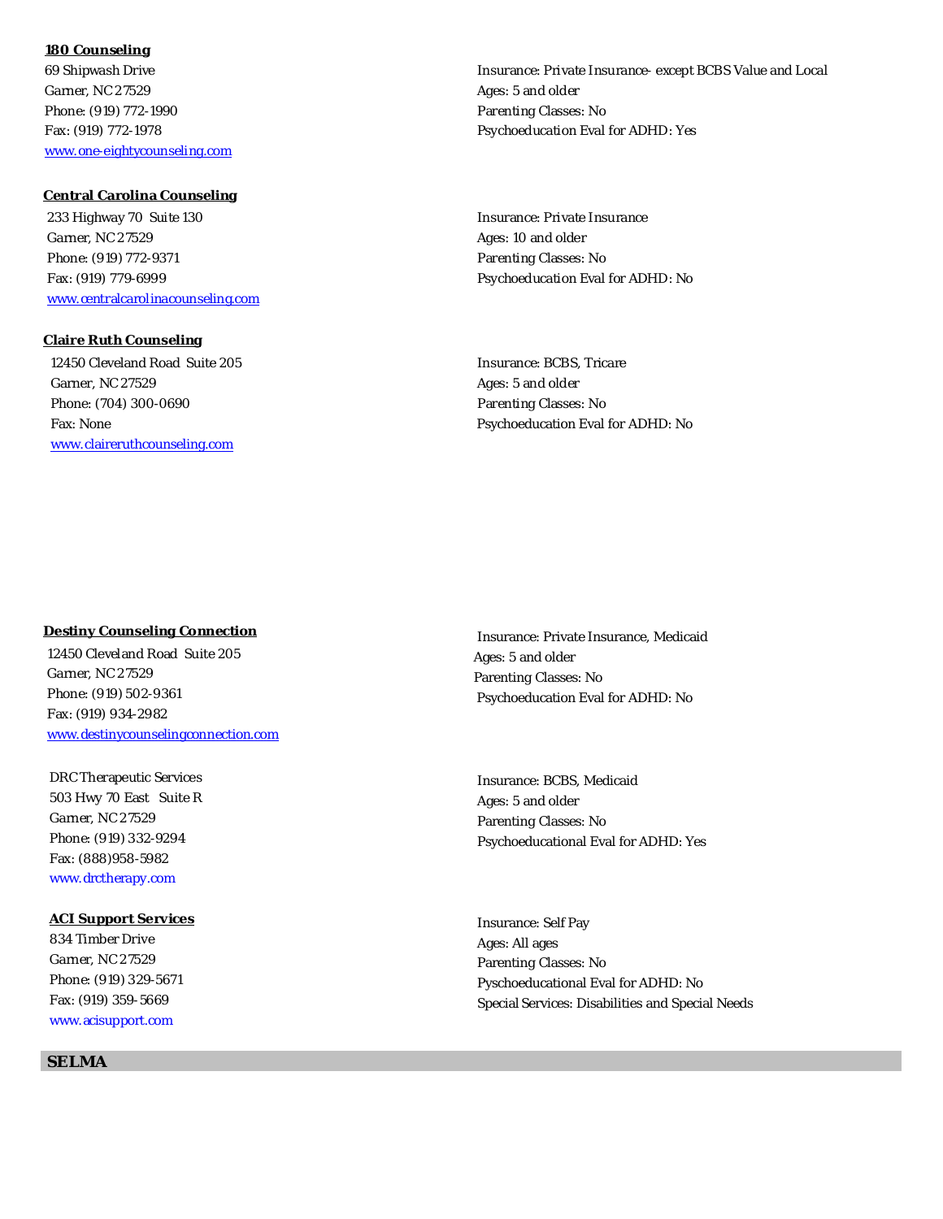**180 Counseling**
69 Shipwash Drive
Garner, NC 27529
Phone: (919) 772-1990
Fax: (919) 772-1978
www.one-eightycounseling.com

Insurance: Private Insurance- except BCBS Value and Local
Ages: 5 and older
Parenting Classes: No
Psychoeducation Eval for ADHD: Yes

**Central Carolina Counseling**
233 Highway 70 Suite 130
Garner, NC 27529
Phone: (919) 772-9371
Fax: (919) 779-6999
www.centralcarolinacounseling.com

Insurance: Private Insurance
Ages: 10 and older
Parenting Classes: No
Psychoeducation Eval for ADHD: No

**Claire Ruth Counseling**
12450 Cleveland Road Suite 205
Garner, NC 27529
Phone: (704) 300-0690
Fax: None
www.claireruthcounseling.com

Insurance: BCBS, Tricare
Ages: 5 and older
Parenting Classes: No
Psychoeducation Eval for ADHD: No

**Destiny Counseling Connection**
12450 Cleveland Road Suite 205
Garner, NC 27529
Phone: (919) 502-9361
Fax: (919) 934-2982
www.destinycounselingconnection.com

Insurance: Private Insurance, Medicaid
Ages: 5 and older
Parenting Classes: No
Psychoeducation Eval for ADHD: No

DRC Therapeutic Services
503 Hwy 70 East Suite R
Garner, NC 27529
Phone: (919) 332-9294
Fax: (888)958-5982
www.drctherapy.com

Insurance: BCBS, Medicaid
Ages: 5 and older
Parenting Classes: No
Psychoeducational Eval for ADHD: Yes

**ACI Support Services**
834 Timber Drive
Garner, NC 27529
Phone: (919) 329-5671
Fax: (919) 359-5669
www.acisupport.com

Insurance: Self Pay
Ages: All ages
Parenting Classes: No
Pyschoeducational Eval for ADHD: No
Special Services: Disabilities and Special Needs

## SELMA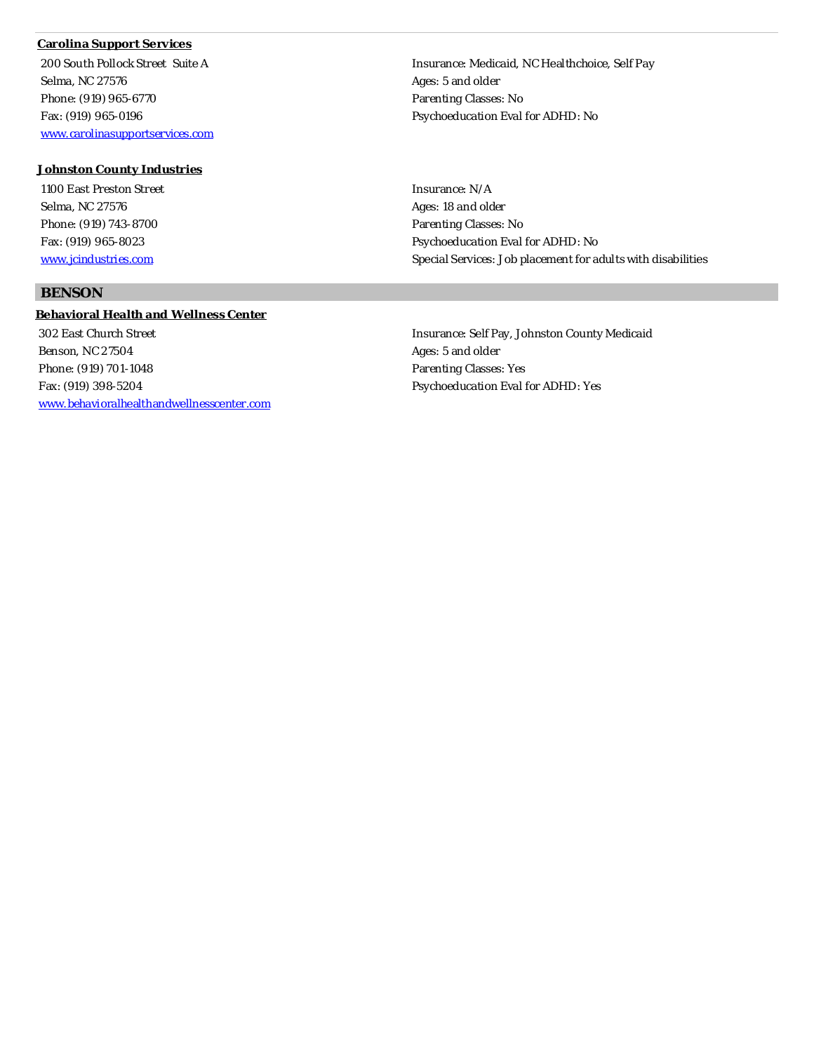**Carolina Support Services**

200 South Pollock Street Suite A
Selma, NC 27576
Phone: (919) 965-6770
Fax: (919) 965-0196
[www.carolinasupportservices.com](http://www.carolinasupportservices.com)

Insurance: Medicaid, NC Healthchoice, Self Pay
Ages: 5 and older
Parenting Classes: No
Psychoeducation Eval for ADHD: No

**Johnston County Industries**

1100 East Preston Street
Selma, NC 27576
Phone: (919) 743-8700
Fax: (919) 965-8023
[www.jcindustries.com](http://www.jcindustries.com)

Insurance: N/A
Ages: 18 and older
Parenting Classes: No
Psychoeducation Eval for ADHD: No
Special Services: Job placement for adults with disabilities

## BENSON

**Behavioral Health and Wellness Center**

302 East Church Street
Benson, NC 27504
Phone: (919) 701-1048
Fax: (919) 398-5204
[www.behavioralhealthandwellnesscenter.com](http://www.behavioralhealthandwellnesscenter.com)

Insurance: Self Pay, Johnston County Medicaid
Ages: 5 and older
Parenting Classes: Yes
Psychoeducation Eval for ADHD: Yes